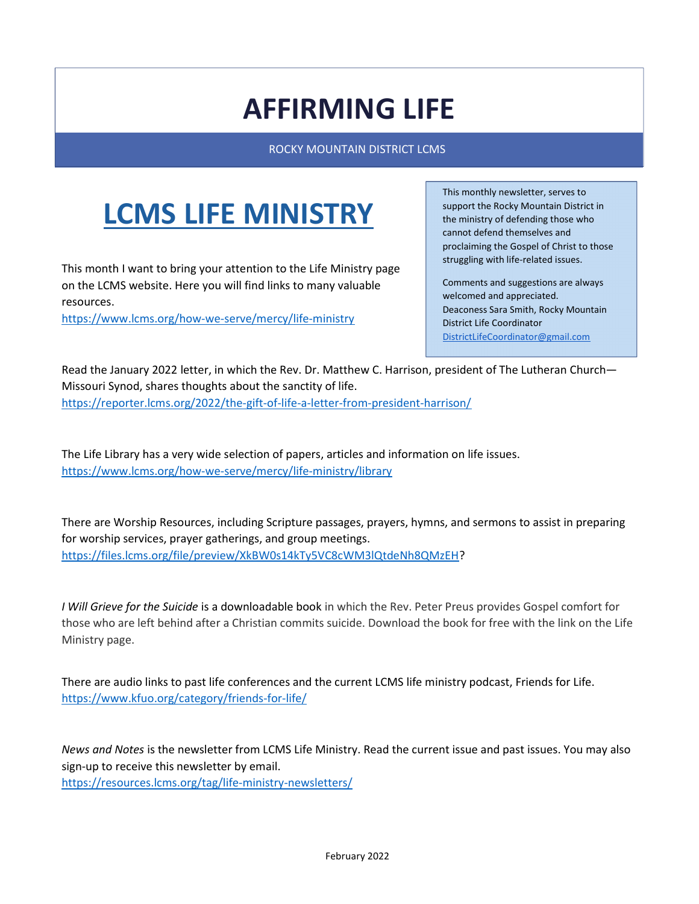# AFFIRMING LIFE

ROCKY MOUNTAIN DISTRICT LCMS

## LCMS LIFE MINISTRY

This month I want to bring your attention to the Life Ministry page on the LCMS website. Here you will find links to many valuable resources.
https://www.lcms.org/how-we-serve/mercy/life-ministry

> This monthly newsletter, serves to support the Rocky Mountain District in the ministry of defending those who cannot defend themselves and proclaiming the Gospel of Christ to those struggling with life-related issues.
>
> Comments and suggestions are always welcomed and appreciated.
> Deaconess Sara Smith, Rocky Mountain District Life Coordinator
> DistrictLifeCoordinator@gmail.com

Read the January 2022 letter, in which the Rev. Dr. Matthew C. Harrison, president of The Lutheran Church—Missouri Synod, shares thoughts about the sanctity of life.
https://reporter.lcms.org/2022/the-gift-of-life-a-letter-from-president-harrison/

The Life Library has a very wide selection of papers, articles and information on life issues.
https://www.lcms.org/how-we-serve/mercy/life-ministry/library

There are Worship Resources, including Scripture passages, prayers, hymns, and sermons to assist in preparing for worship services, prayer gatherings, and group meetings.
https://files.lcms.org/file/preview/XkBW0s14kTy5VC8cWM3lQtdeNh8QMzEH?

*I Will Grieve for the Suicide* is a downloadable book in which the Rev. Peter Preus provides Gospel comfort for those who are left behind after a Christian commits suicide. Download the book for free with the link on the Life Ministry page.

There are audio links to past life conferences and the current LCMS life ministry podcast, Friends for Life.
https://www.kfuo.org/category/friends-for-life/

*News and Notes* is the newsletter from LCMS Life Ministry. Read the current issue and past issues. You may also sign-up to receive this newsletter by email.
https://resources.lcms.org/tag/life-ministry-newsletters/

February 2022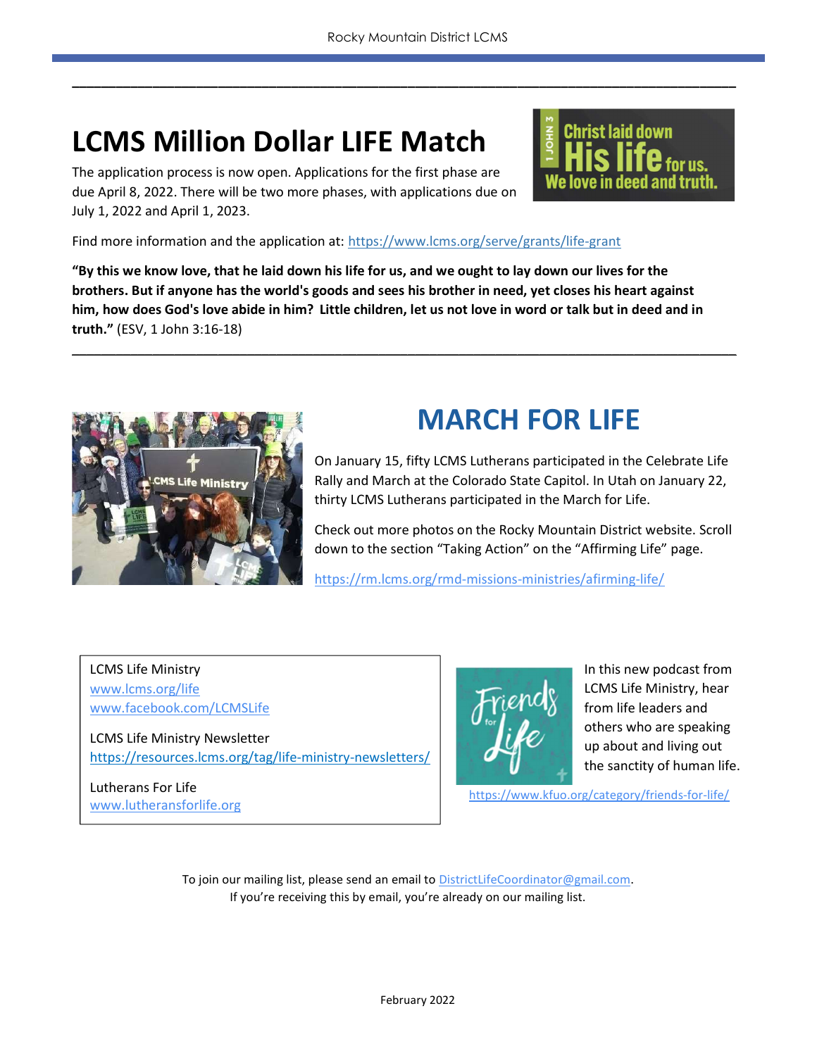# LCMS Million Dollar LIFE Match

The application process is now open. Applications for the first phase are due April 8, 2022. There will be two more phases, with applications due on July 1, 2022 and April 1, 2023.

Find more information and the application at: https://www.lcms.org/serve/grants/life-grant

**"By this we know love, that he laid down his life for us, and we ought to lay down our lives for the brothers. But if anyone has the world's goods and sees his brother in need, yet closes his heart against him, how does God's love abide in him? Little children, let us not love in word or talk but in deed and in truth."** (ESV, 1 John 3:16-18)

---

# MARCH FOR LIFE

On January 15, fifty LCMS Lutherans participated in the Celebrate Life Rally and March at the Colorado State Capitol. In Utah on January 22, thirty LCMS Lutherans participated in the March for Life.

Check out more photos on the Rocky Mountain District website. Scroll down to the section "Taking Action" on the "Affirming Life" page.

https://rm.lcms.org/rmd-missions-ministries/afirming-life/

LCMS Life Ministry
www.lcms.org/life
www.facebook.com/LCMSLife

LCMS Life Ministry Newsletter
https://resources.lcms.org/tag/life-ministry-newsletters/

Lutherans For Life
www.lutheransforlife.org

In this new podcast from LCMS Life Ministry, hear from life leaders and others who are speaking up about and living out the sanctity of human life.

https://www.kfuo.org/category/friends-for-life/

To join our mailing list, please send an email to DistrictLifeCoordinator@gmail.com.
If you're receiving this by email, you're already on our mailing list.

February 2022